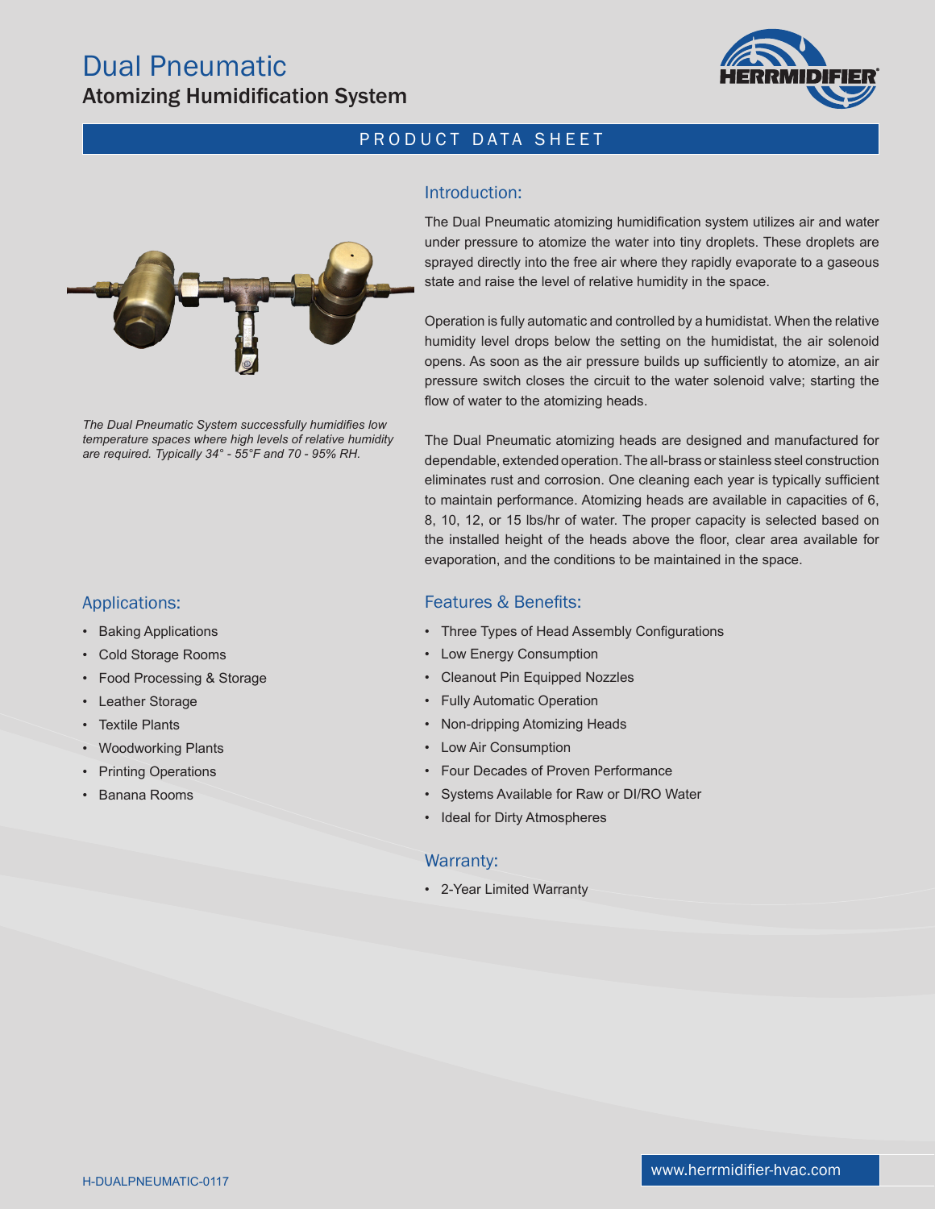# Dual Pneumatic

## Atomizing Humidification System

PRODUCT DATA SHEET

*The Dual Pneumatic System successfully humidifies low temperature spaces where high levels of relative humidity are required. Typically 34° - 55°F and 70 - 95% RH.*

### Introduction:

The Dual Pneumatic atomizing humidification system utilizes air and water under pressure to atomize the water into tiny droplets. These droplets are sprayed directly into the free air where they rapidly evaporate to a gaseous state and raise the level of relative humidity in the space.

Operation is fully automatic and controlled by a humidistat. When the relative humidity level drops below the setting on the humidistat, the air solenoid opens. As soon as the air pressure builds up sufficiently to atomize, an air pressure switch closes the circuit to the water solenoid valve; starting the flow of water to the atomizing heads.

The Dual Pneumatic atomizing heads are designed and manufactured for dependable, extended operation. The all-brass or stainless steel construction eliminates rust and corrosion. One cleaning each year is typically sufficient to maintain performance. Atomizing heads are available in capacities of 6, 8, 10, 12, or 15 lbs/hr of water. The proper capacity is selected based on the installed height of the heads above the floor, clear area available for evaporation, and the conditions to be maintained in the space.

### Applications:

- Baking Applications
- Cold Storage Rooms
- Food Processing & Storage
- Leather Storage
- Textile Plants
- Woodworking Plants
- Printing Operations
- Banana Rooms

### Features & Benefits:

- Three Types of Head Assembly Configurations
- Low Energy Consumption
- Cleanout Pin Equipped Nozzles
- Fully Automatic Operation
- Non-dripping Atomizing Heads
- Low Air Consumption
- Four Decades of Proven Performance
- Systems Available for Raw or DI/RO Water
- Ideal for Dirty Atmospheres

### Warranty:

- 2-Year Limited Warranty

H-DUALPNEUMATIC-0117

www.herrmidifier-hvac.com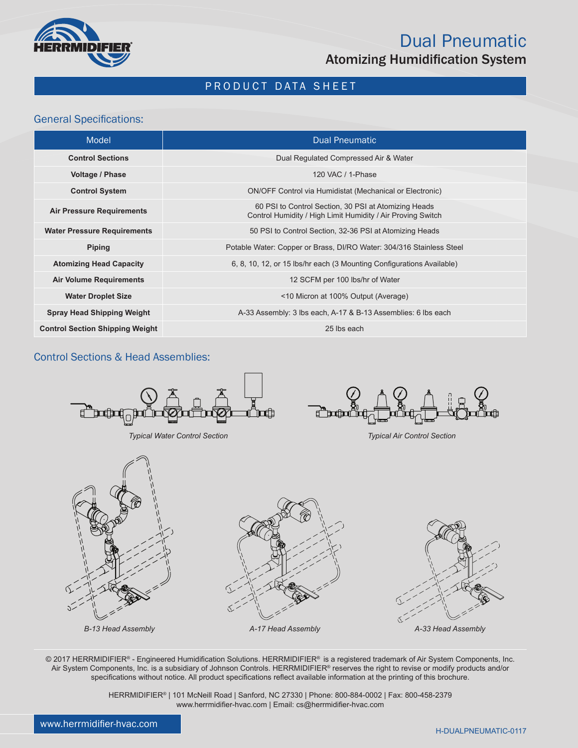# Dual Pneumatic

## Atomizing Humidification System

PRODUCT DATA SHEET

### General Specifications:

| Model | Dual Pneumatic |
|---|---|
| **Control Sections** | Dual Regulated Compressed Air & Water |
| **Voltage / Phase** | 120 VAC / 1-Phase |
| **Control System** | ON/OFF Control via Humidistat (Mechanical or Electronic) |
| **Air Pressure Requirements** | 60 PSI to Control Section, 30 PSI at Atomizing Heads<br>Control Humidity / High Limit Humidity / Air Proving Switch |
| **Water Pressure Requirements** | 50 PSI to Control Section, 32-36 PSI at Atomizing Heads |
| **Piping** | Potable Water: Copper or Brass, DI/RO Water: 304/316 Stainless Steel |
| **Atomizing Head Capacity** | 6, 8, 10, 12, or 15 lbs/hr each (3 Mounting Configurations Available) |
| **Air Volume Requirements** | 12 SCFM per 100 lbs/hr of Water |
| **Water Droplet Size** | <10 Micron at 100% Output (Average) |
| **Spray Head Shipping Weight** | A-33 Assembly: 3 lbs each, A-17 & B-13 Assemblies: 6 lbs each |
| **Control Section Shipping Weight** | 25 lbs each |

### Control Sections & Head Assemblies:

*Typical Water Control Section*

*Typical Air Control Section*

*B-13 Head Assembly*

*A-17 Head Assembly*

*A-33 Head Assembly*

© 2017 HERRMIDIFIER® - Engineered Humidification Solutions. HERRMIDIFIER® is a registered trademark of Air System Components, Inc. Air System Components, Inc. is a subsidiary of Johnson Controls. HERRMIDIFIER® reserves the right to revise or modify products and/or specifications without notice. All product specifications reflect available information at the printing of this brochure.

HERRMIDIFIER® | 101 McNeill Road | Sanford, NC 27330 | Phone: 800-884-0002 | Fax: 800-458-2379
www.herrmidifier-hvac.com | Email: cs@herrmidifier-hvac.com

www.herrmidifier-hvac.com

H-DUALPNEUMATIC-0117